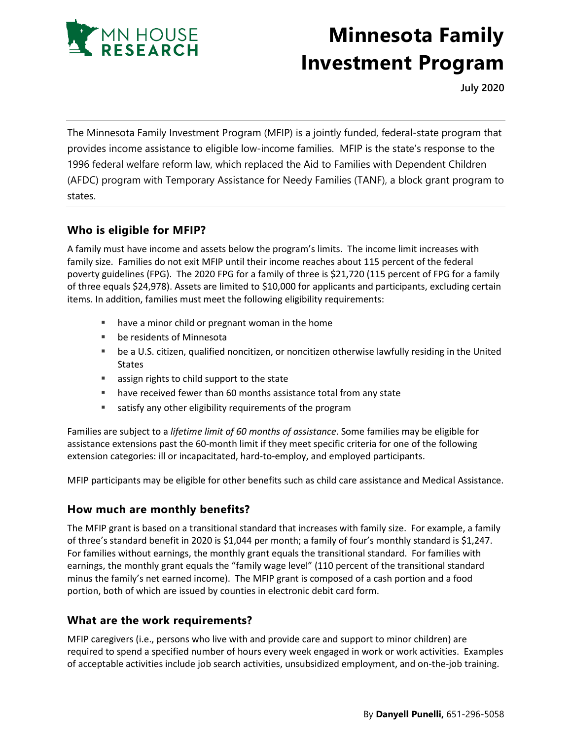MN HOUSE RESEARCH

# Minnesota Family Investment Program

**July 2020**

The Minnesota Family Investment Program (MFIP) is a jointly funded, federal-state program that provides income assistance to eligible low-income families. MFIP is the state's response to the 1996 federal welfare reform law, which replaced the Aid to Families with Dependent Children (AFDC) program with Temporary Assistance for Needy Families (TANF), a block grant program to states.

## Who is eligible for MFIP?

A family must have income and assets below the program's limits. The income limit increases with family size. Families do not exit MFIP until their income reaches about 115 percent of the federal poverty guidelines (FPG). The 2020 FPG for a family of three is $21,720 (115 percent of FPG for a family of three equals $24,978). Assets are limited to $10,000 for applicants and participants, excluding certain items. In addition, families must meet the following eligibility requirements:

- have a minor child or pregnant woman in the home
- be residents of Minnesota
- be a U.S. citizen, qualified noncitizen, or noncitizen otherwise lawfully residing in the United States
- assign rights to child support to the state
- have received fewer than 60 months assistance total from any state
- satisfy any other eligibility requirements of the program

Families are subject to a *lifetime limit of 60 months of assistance*. Some families may be eligible for assistance extensions past the 60-month limit if they meet specific criteria for one of the following extension categories: ill or incapacitated, hard-to-employ, and employed participants.

MFIP participants may be eligible for other benefits such as child care assistance and Medical Assistance.

## How much are monthly benefits?

The MFIP grant is based on a transitional standard that increases with family size. For example, a family of three's standard benefit in 2020 is $1,044 per month; a family of four's monthly standard is $1,247. For families without earnings, the monthly grant equals the transitional standard. For families with earnings, the monthly grant equals the "family wage level" (110 percent of the transitional standard minus the family's net earned income). The MFIP grant is composed of a cash portion and a food portion, both of which are issued by counties in electronic debit card form.

## What are the work requirements?

MFIP caregivers (i.e., persons who live with and provide care and support to minor children) are required to spend a specified number of hours every week engaged in work or work activities. Examples of acceptable activities include job search activities, unsubsidized employment, and on-the-job training.

By **Danyell Punelli,** 651-296-5058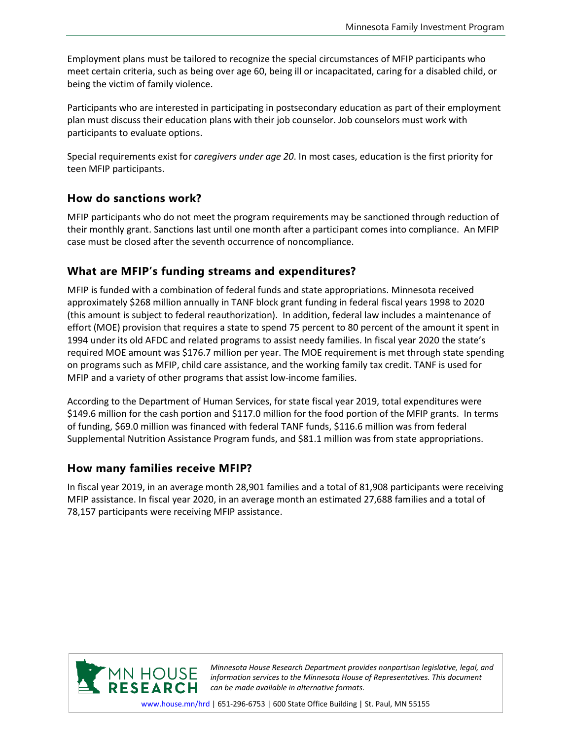Employment plans must be tailored to recognize the special circumstances of MFIP participants who meet certain criteria, such as being over age 60, being ill or incapacitated, caring for a disabled child, or being the victim of family violence.

Participants who are interested in participating in postsecondary education as part of their employment plan must discuss their education plans with their job counselor. Job counselors must work with participants to evaluate options.

Special requirements exist for *caregivers under age 20*. In most cases, education is the first priority for teen MFIP participants.

## How do sanctions work?

MFIP participants who do not meet the program requirements may be sanctioned through reduction of their monthly grant. Sanctions last until one month after a participant comes into compliance. An MFIP case must be closed after the seventh occurrence of noncompliance.

## What are MFIP's funding streams and expenditures?

MFIP is funded with a combination of federal funds and state appropriations. Minnesota received approximately $268 million annually in TANF block grant funding in federal fiscal years 1998 to 2020 (this amount is subject to federal reauthorization). In addition, federal law includes a maintenance of effort (MOE) provision that requires a state to spend 75 percent to 80 percent of the amount it spent in 1994 under its old AFDC and related programs to assist needy families. In fiscal year 2020 the state's required MOE amount was $176.7 million per year. The MOE requirement is met through state spending on programs such as MFIP, child care assistance, and the working family tax credit. TANF is used for MFIP and a variety of other programs that assist low-income families.

According to the Department of Human Services, for state fiscal year 2019, total expenditures were $149.6 million for the cash portion and $117.0 million for the food portion of the MFIP grants. In terms of funding, $69.0 million was financed with federal TANF funds, $116.6 million was from federal Supplemental Nutrition Assistance Program funds, and $81.1 million was from state appropriations.

## How many families receive MFIP?

In fiscal year 2019, in an average month 28,901 families and a total of 81,908 participants were receiving MFIP assistance. In fiscal year 2020, in an average month an estimated 27,688 families and a total of 78,157 participants were receiving MFIP assistance.

MN HOUSE RESEARCH

*Minnesota House Research Department provides nonpartisan legislative, legal, and information services to the Minnesota House of Representatives. This document can be made available in alternative formats.*

www.house.mn/hrd | 651-296-6753 | 600 State Office Building | St. Paul, MN 55155